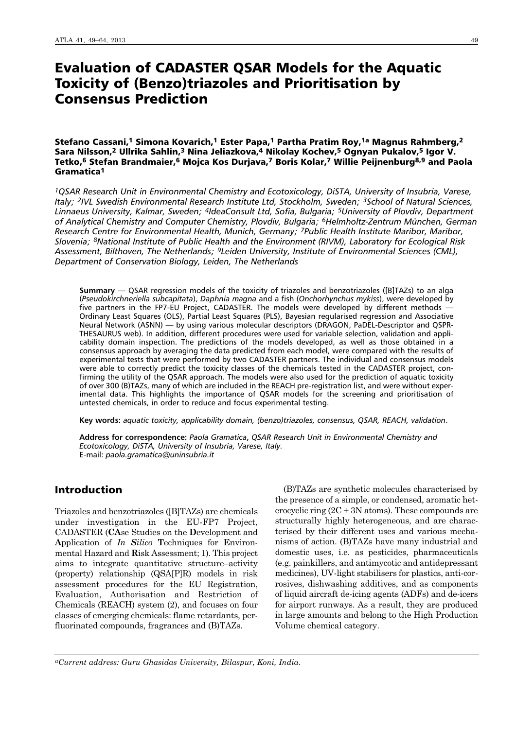# Evaluation of CADASTER QSAR Models for the Aquatic Toxicity of (Benzo)triazoles and Prioritisation by Consensus Prediction

**Stefano Cassani,[1] Simona Kovarich,[1] Ester Papa,[1] Partha Pratim Roy,[1a] Magnus Rahmberg,[2] Sara Nilsson,[2] Ullrika Sahlin,[3] Nina Jeliazkova,[4] Nikolay Kochev,[5] Ognyan Pukalov,[5] Igor V. Tetko,[6] Stefan Brandmaier,[6] Mojca Kos Durjava,[7] Boris Kolar,[7] Willie Peijnenburg[8,9] and Paola Gramatica[1]**

*[1]QSAR Research Unit in Environmental Chemistry and Ecotoxicology, DiSTA, University of Insubria, Varese, Italy; [2]IVL Swedish Environmental Research Institute Ltd, Stockholm, Sweden; [3]School of Natural Sciences, Linnaeus University, Kalmar, Sweden; [4]IdeaConsult Ltd, Sofia, Bulgaria; [5]University of Plovdiv, Department of Analytical Chemistry and Computer Chemistry, Plovdiv, Bulgaria; [6]Helmholtz-Zentrum München, German Research Centre for Environmental Health, Munich, Germany; [7]Public Health Institute Maribor, Maribor, Slovenia; [8]National Institute of Public Health and the Environment (RIVM), Laboratory for Ecological Risk Assessment, Bilthoven, The Netherlands; [9]Leiden University, Institute of Environmental Sciences (CML), Department of Conservation Biology, Leiden, The Netherlands*

**Summary** — QSAR regression models of the toxicity of triazoles and benzotriazoles ([B]TAZs) to an alga (*Pseudokirchneriella subcapitata*), *Daphnia magna* and a fish (*Onchorhynchus mykiss*), were developed by five partners in the FP7-EU Project, CADASTER. The models were developed by different methods — Ordinary Least Squares (OLS), Partial Least Squares (PLS), Bayesian regularised regression and Associative Neural Network (ASNN) — by using various molecular descriptors (DRAGON, PaDEL-Descriptor and QSPR-THESAURUS web). In addition, different procedures were used for variable selection, validation and applicability domain inspection. The predictions of the models developed, as well as those obtained in a consensus approach by averaging the data predicted from each model, were compared with the results of experimental tests that were performed by two CADASTER partners. The individual and consensus models were able to correctly predict the toxicity classes of the chemicals tested in the CADASTER project, confirming the utility of the QSAR approach. The models were also used for the prediction of aquatic toxicity of over 300 (B)TAZs, many of which are included in the REACH pre-registration list, and were without experimental data. This highlights the importance of QSAR models for the screening and prioritisation of untested chemicals, in order to reduce and focus experimental testing.

**Key words:** *aquatic toxicity, applicability domain, (benzo)triazoles, consensus, QSAR, REACH, validation*.

**Address for correspondence:** *Paola Gramatica*, *QSAR Research Unit in Environmental Chemistry and Ecotoxicology, DiSTA, University of Insubria, Varese, Italy.*
E-mail: *paola.gramatica@uninsubria.it*

## Introduction

Triazoles and benzotriazoles ([B]TAZs) are chemicals under investigation in the EU-FP7 Project, CADASTER (**CA**se Studies on the **D**evelopment and **A**pplication of *In **S**ilico* **T**echniques for **E**nvironmental Hazard and **R**isk Assessment; 1). This project aims to integrate quantitative structure–activity (property) relationship (QSA[P]R) models in risk assessment procedures for the EU Registration, Evaluation, Authorisation and Restriction of Chemicals (REACH) system (2), and focuses on four classes of emerging chemicals: flame retardants, perfluorinated compounds, fragrances and (B)TAZs.

(B)TAZs are synthetic molecules characterised by the presence of a simple, or condensed, aromatic heterocyclic ring (2C + 3N atoms). These compounds are structurally highly heterogeneous, and are characterised by their different uses and various mechanisms of action. (B)TAZs have many industrial and domestic uses, i.e. as pesticides, pharmaceuticals (e.g. painkillers, and antimycotic and antidepressant medicines), UV-light stabilisers for plastics, anti-corrosives, dishwashing additives, and as components of liquid aircraft de-icing agents (ADFs) and de-icers for airport runways. As a result, they are produced in large amounts and belong to the High Production Volume chemical category.

[a]*Current address: Guru Ghasidas University, Bilaspur, Koni, India.*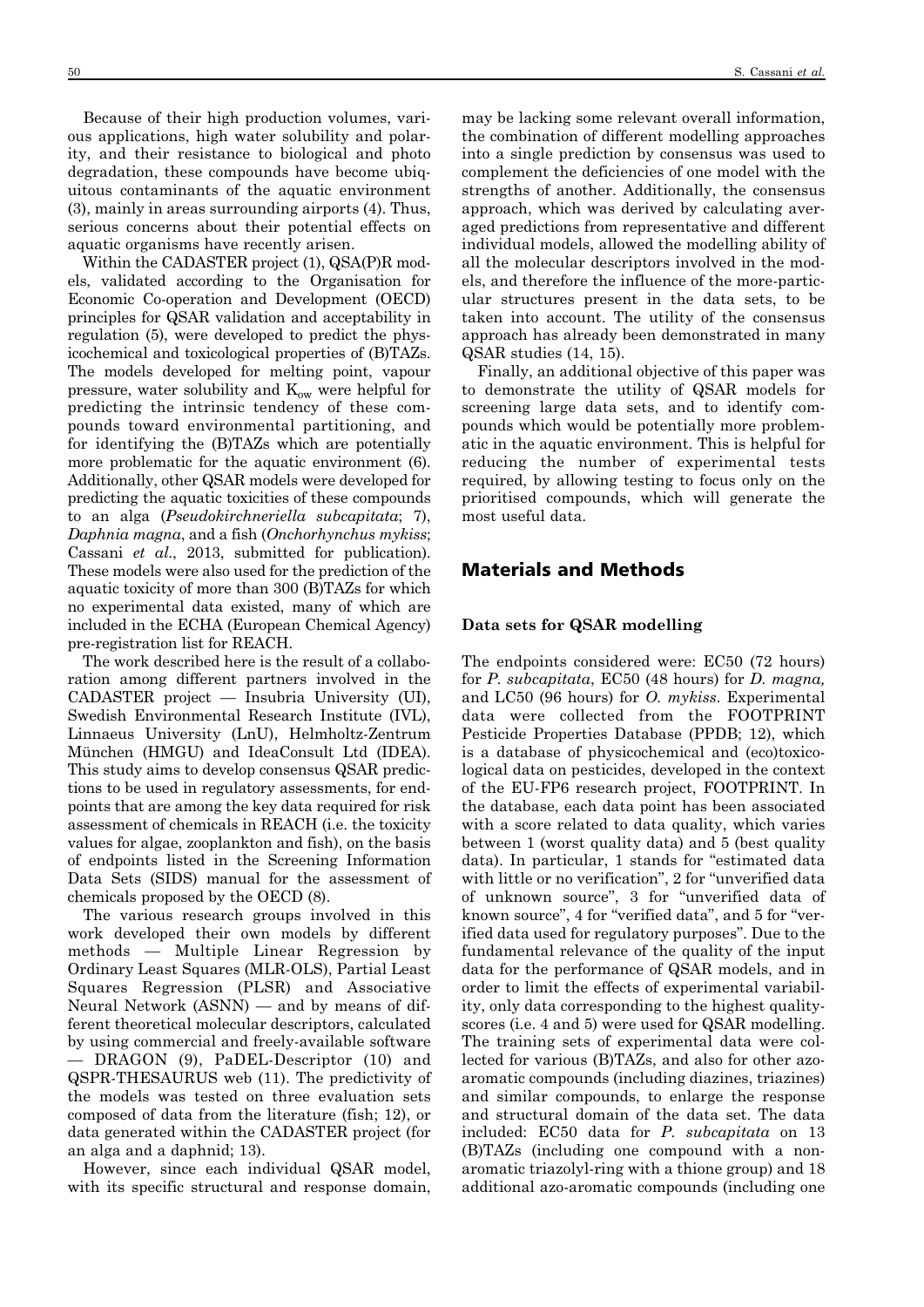Because of their high production volumes, various applications, high water solubility and polarity, and their resistance to biological and photo degradation, these compounds have become ubiquitous contaminants of the aquatic environment (3), mainly in areas surrounding airports (4). Thus, serious concerns about their potential effects on aquatic organisms have recently arisen.

Within the CADASTER project (1), QSA(P)R models, validated according to the Organisation for Economic Co-operation and Development (OECD) principles for QSAR validation and acceptability in regulation (5), were developed to predict the physicochemical and toxicological properties of (B)TAZs. The models developed for melting point, vapour pressure, water solubility and $K_{ow}$ were helpful for predicting the intrinsic tendency of these compounds toward environmental partitioning, and for identifying the (B)TAZs which are potentially more problematic for the aquatic environment (6). Additionally, other QSAR models were developed for predicting the aquatic toxicities of these compounds to an alga (*Pseudokirchneriella subcapitata*; 7), *Daphnia magna*, and a fish (*Onchorhynchus mykiss*; Cassani *et al.*, 2013, submitted for publication). These models were also used for the prediction of the aquatic toxicity of more than 300 (B)TAZs for which no experimental data existed, many of which are included in the ECHA (European Chemical Agency) pre-registration list for REACH.

The work described here is the result of a collaboration among different partners involved in the CADASTER project — Insubria University (UI), Swedish Environmental Research Institute (IVL), Linnaeus University (LnU), Helmholtz-Zentrum München (HMGU) and IdeaConsult Ltd (IDEA). This study aims to develop consensus QSAR predictions to be used in regulatory assessments, for endpoints that are among the key data required for risk assessment of chemicals in REACH (i.e. the toxicity values for algae, zooplankton and fish), on the basis of endpoints listed in the Screening Information Data Sets (SIDS) manual for the assessment of chemicals proposed by the OECD (8).

The various research groups involved in this work developed their own models by different methods — Multiple Linear Regression by Ordinary Least Squares (MLR-OLS), Partial Least Squares Regression (PLSR) and Associative Neural Network (ASNN) — and by means of different theoretical molecular descriptors, calculated by using commercial and freely-available software — DRAGON (9), PaDEL-Descriptor (10) and QSPR-THESAURUS web (11). The predictivity of the models was tested on three evaluation sets composed of data from the literature (fish; 12), or data generated within the CADASTER project (for an alga and a daphnid; 13).

However, since each individual QSAR model, with its specific structural and response domain, may be lacking some relevant overall information, the combination of different modelling approaches into a single prediction by consensus was used to complement the deficiencies of one model with the strengths of another. Additionally, the consensus approach, which was derived by calculating averaged predictions from representative and different individual models, allowed the modelling ability of all the molecular descriptors involved in the models, and therefore the influence of the more-particular structures present in the data sets, to be taken into account. The utility of the consensus approach has already been demonstrated in many QSAR studies (14, 15).

Finally, an additional objective of this paper was to demonstrate the utility of QSAR models for screening large data sets, and to identify compounds which would be potentially more problematic in the aquatic environment. This is helpful for reducing the number of experimental tests required, by allowing testing to focus only on the prioritised compounds, which will generate the most useful data.

## Materials and Methods

### Data sets for QSAR modelling

The endpoints considered were: EC50 (72 hours) for *P. subcapitata*, EC50 (48 hours) for *D. magna,* and LC50 (96 hours) for *O. mykiss*. Experimental data were collected from the FOOTPRINT Pesticide Properties Database (PPDB; 12), which is a database of physicochemical and (eco)toxicological data on pesticides, developed in the context of the EU-FP6 research project, FOOTPRINT. In the database, each data point has been associated with a score related to data quality, which varies between 1 (worst quality data) and 5 (best quality data). In particular, 1 stands for "estimated data with little or no verification", 2 for "unverified data of unknown source", 3 for "unverified data of known source", 4 for "verified data", and 5 for "verified data used for regulatory purposes". Due to the fundamental relevance of the quality of the input data for the performance of QSAR models, and in order to limit the effects of experimental variability, only data corresponding to the highest quality-scores (i.e. 4 and 5) were used for QSAR modelling. The training sets of experimental data were collected for various (B)TAZs, and also for other azo-aromatic compounds (including diazines, triazines) and similar compounds, to enlarge the response and structural domain of the data set. The data included: EC50 data for *P. subcapitata* on 13 (B)TAZs (including one compound with a non-aromatic triazolyl-ring with a thione group) and 18 additional azo-aromatic compounds (including one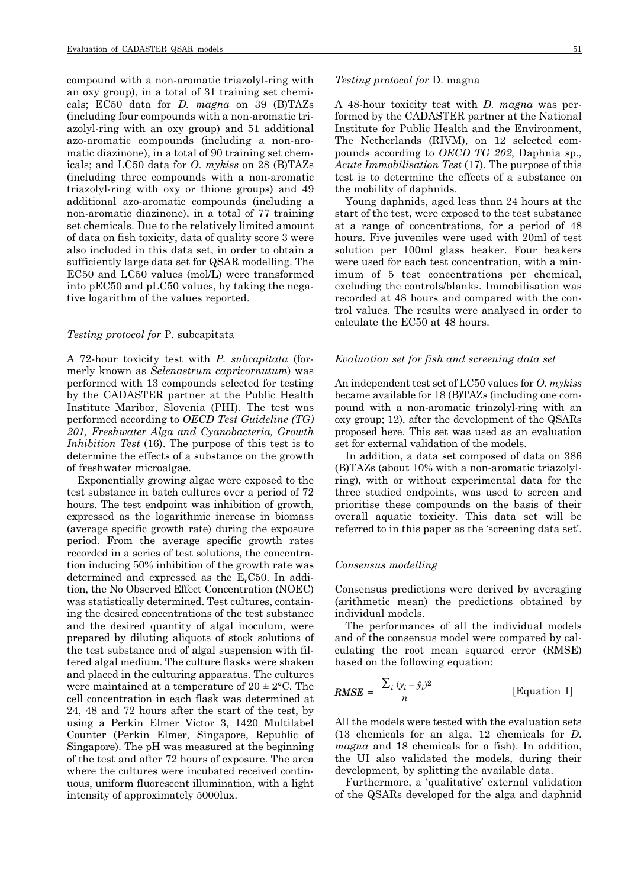compound with a non-aromatic triazolyl-ring with an oxy group), in a total of 31 training set chemicals; EC50 data for *D. magna* on 39 (B)TAZs (including four compounds with a non-aromatic triazolyl-ring with an oxy group) and 51 additional azo-aromatic compounds (including a non-aromatic diazinone), in a total of 90 training set chemicals; and LC50 data for *O. mykiss* on 28 (B)TAZs (including three compounds with a non-aromatic triazolyl-ring with oxy or thione groups) and 49 additional azo-aromatic compounds (including a non-aromatic diazinone), in a total of 77 training set chemicals. Due to the relatively limited amount of data on fish toxicity, data of quality score 3 were also included in this data set, in order to obtain a sufficiently large data set for QSAR modelling. The EC50 and LC50 values (mol/L) were transformed into pEC50 and pLC50 values, by taking the negative logarithm of the values reported.

### *Testing protocol for* P. subcapitata

A 72-hour toxicity test with *P. subcapitata* (formerly known as *Selenastrum capricornutum*) was performed with 13 compounds selected for testing by the CADASTER partner at the Public Health Institute Maribor, Slovenia (PHI). The test was performed according to *OECD Test Guideline (TG) 201, Freshwater Alga and Cyanobacteria, Growth Inhibition Test* (16). The purpose of this test is to determine the effects of a substance on the growth of freshwater microalgae.

Exponentially growing algae were exposed to the test substance in batch cultures over a period of 72 hours. The test endpoint was inhibition of growth, expressed as the logarithmic increase in biomass (average specific growth rate) during the exposure period. From the average specific growth rates recorded in a series of test solutions, the concentration inducing 50% inhibition of the growth rate was determined and expressed as the $E_rC50$. In addition, the No Observed Effect Concentration (NOEC) was statistically determined. Test cultures, containing the desired concentrations of the test substance and the desired quantity of algal inoculum, were prepared by diluting aliquots of stock solutions of the test substance and of algal suspension with filtered algal medium. The culture flasks were shaken and placed in the culturing apparatus. The cultures were maintained at a temperature of 20 ± 2°C. The cell concentration in each flask was determined at 24, 48 and 72 hours after the start of the test, by using a Perkin Elmer Victor 3, 1420 Multilabel Counter (Perkin Elmer, Singapore, Republic of Singapore). The pH was measured at the beginning of the test and after 72 hours of exposure. The area where the cultures were incubated received continuous, uniform fluorescent illumination, with a light intensity of approximately 5000lux.

### *Testing protocol for* D. magna

A 48-hour toxicity test with *D. magna* was performed by the CADASTER partner at the National Institute for Public Health and the Environment, The Netherlands (RIVM), on 12 selected compounds according to *OECD TG 202*, Daphnia sp., *Acute Immobilisation Test* (17). The purpose of this test is to determine the effects of a substance on the mobility of daphnids.

Young daphnids, aged less than 24 hours at the start of the test, were exposed to the test substance at a range of concentrations, for a period of 48 hours. Five juveniles were used with 20ml of test solution per 100ml glass beaker. Four beakers were used for each test concentration, with a minimum of 5 test concentrations per chemical, excluding the controls/blanks. Immobilisation was recorded at 48 hours and compared with the control values. The results were analysed in order to calculate the EC50 at 48 hours.

### *Evaluation set for fish and screening data set*

An independent test set of LC50 values for *O. mykiss* became available for 18 (B)TAZs (including one compound with a non-aromatic triazolyl-ring with an oxy group; 12), after the development of the QSARs proposed here. This set was used as an evaluation set for external validation of the models.

In addition, a data set composed of data on 386 (B)TAZs (about 10% with a non-aromatic triazolyl-ring), with or without experimental data for the three studied endpoints, was used to screen and prioritise these compounds on the basis of their overall aquatic toxicity. This data set will be referred to in this paper as the 'screening data set'.

### *Consensus modelling*

Consensus predictions were derived by averaging (arithmetic mean) the predictions obtained by individual models.

The performances of all the individual models and of the consensus model were compared by calculating the root mean squared error (RMSE) based on the following equation:

$$RMSE = \frac{\sum_i (y_i - \hat{y}_i)^2}{n} \qquad \text{[Equation 1]}$$

All the models were tested with the evaluation sets (13 chemicals for an alga, 12 chemicals for *D. magna* and 18 chemicals for a fish). In addition, the UI also validated the models, during their development, by splitting the available data.

Furthermore, a 'qualitative' external validation of the QSARs developed for the alga and daphnid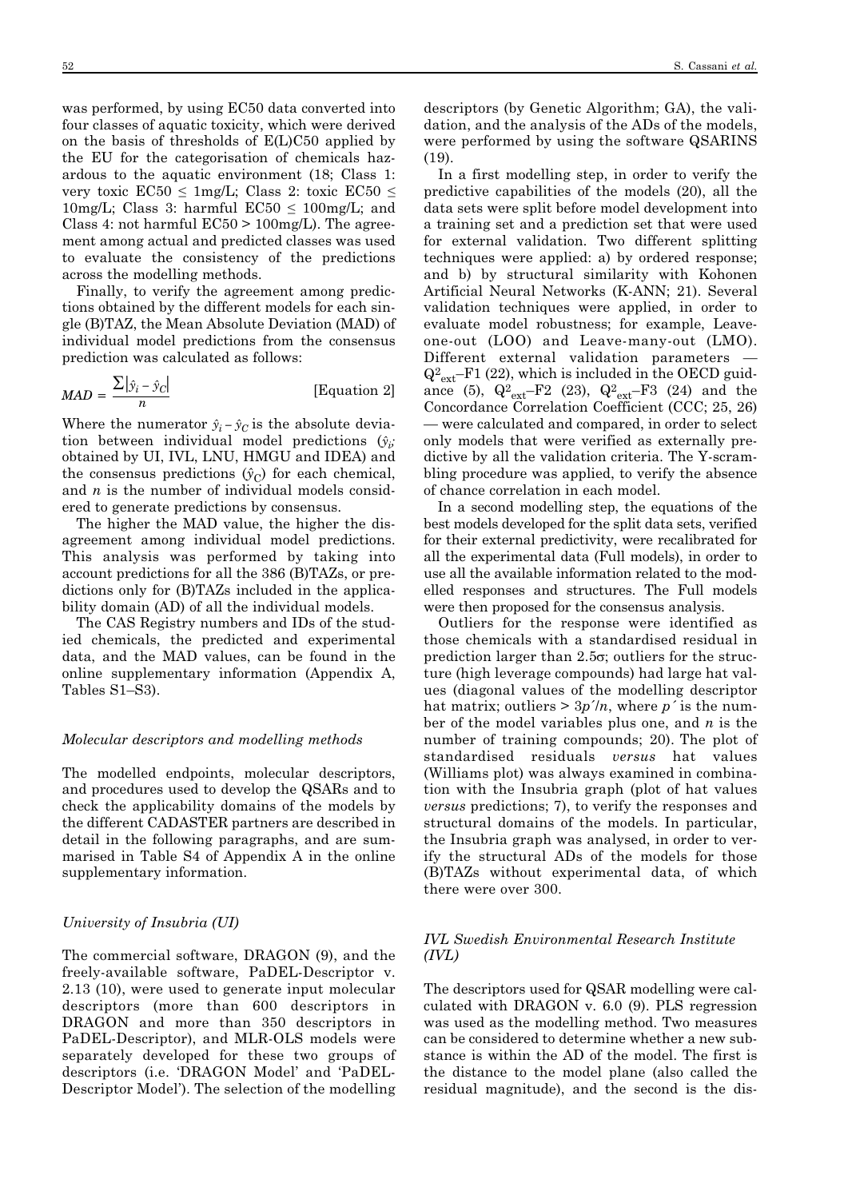was performed, by using EC50 data converted into four classes of aquatic toxicity, which were derived on the basis of thresholds of E(L)C50 applied by the EU for the categorisation of chemicals hazardous to the aquatic environment (18; Class 1: very toxic EC50 ≤ 1mg/L; Class 2: toxic EC50 ≤ 10mg/L; Class 3: harmful EC50 ≤ 100mg/L; and Class 4: not harmful EC50 > 100mg/L). The agreement among actual and predicted classes was used to evaluate the consistency of the predictions across the modelling methods.

Finally, to verify the agreement among predictions obtained by the different models for each single (B)TAZ, the Mean Absolute Deviation (MAD) of individual model predictions from the consensus prediction was calculated as follows:

$$MAD = \frac{\sum |\hat{y}_i - \hat{y}_C|}{n} \quad \text{[Equation 2]}$$

Where the numerator $\hat{y}_i - \hat{y}_C$ is the absolute deviation between individual model predictions ($\hat{y}_i$; obtained by UI, IVL, LNU, HMGU and IDEA) and the consensus predictions ($\hat{y}_C$) for each chemical, and $n$ is the number of individual models considered to generate predictions by consensus.

The higher the MAD value, the higher the disagreement among individual model predictions. This analysis was performed by taking into account predictions for all the 386 (B)TAZs, or predictions only for (B)TAZs included in the applicability domain (AD) of all the individual models.

The CAS Registry numbers and IDs of the studied chemicals, the predicted and experimental data, and the MAD values, can be found in the online supplementary information (Appendix A, Tables S1–S3).

### Molecular descriptors and modelling methods

The modelled endpoints, molecular descriptors, and procedures used to develop the QSARs and to check the applicability domains of the models by the different CADASTER partners are described in detail in the following paragraphs, and are summarised in Table S4 of Appendix A in the online supplementary information.

### University of Insubria (UI)

The commercial software, DRAGON (9), and the freely-available software, PaDEL-Descriptor v. 2.13 (10), were used to generate input molecular descriptors (more than 600 descriptors in DRAGON and more than 350 descriptors in PaDEL-Descriptor), and MLR-OLS models were separately developed for these two groups of descriptors (i.e. 'DRAGON Model' and 'PaDEL-Descriptor Model'). The selection of the modelling descriptors (by Genetic Algorithm; GA), the validation, and the analysis of the ADs of the models, were performed by using the software QSARINS (19).

In a first modelling step, in order to verify the predictive capabilities of the models (20), all the data sets were split before model development into a training set and a prediction set that were used for external validation. Two different splitting techniques were applied: a) by ordered response; and b) by structural similarity with Kohonen Artificial Neural Networks (K-ANN; 21). Several validation techniques were applied, in order to evaluate model robustness; for example, Leave-one-out (LOO) and Leave-many-out (LMO). Different external validation parameters — $Q^2_{ext}$–F1 (22), which is included in the OECD guidance (5), $Q^2_{ext}$–F2 (23), $Q^2_{ext}$–F3 (24) and the Concordance Correlation Coefficient (CCC; 25, 26) — were calculated and compared, in order to select only models that were verified as externally predictive by all the validation criteria. The Y-scrambling procedure was applied, to verify the absence of chance correlation in each model.

In a second modelling step, the equations of the best models developed for the split data sets, verified for their external predictivity, were recalibrated for all the experimental data (Full models), in order to use all the available information related to the modelled responses and structures. The Full models were then proposed for the consensus analysis.

Outliers for the response were identified as those chemicals with a standardised residual in prediction larger than 2.5σ; outliers for the structure (high leverage compounds) had large hat values (diagonal values of the modelling descriptor hat matrix; outliers > $3p'/n$, where $p'$ is the number of the model variables plus one, and $n$ is the number of training compounds; 20). The plot of standardised residuals *versus* hat values (Williams plot) was always examined in combination with the Insubria graph (plot of hat values *versus* predictions; 7), to verify the responses and structural domains of the models. In particular, the Insubria graph was analysed, in order to verify the structural ADs of the models for those (B)TAZs without experimental data, of which there were over 300.

### IVL Swedish Environmental Research Institute (IVL)

The descriptors used for QSAR modelling were calculated with DRAGON v. 6.0 (9). PLS regression was used as the modelling method. Two measures can be considered to determine whether a new substance is within the AD of the model. The first is the distance to the model plane (also called the residual magnitude), and the second is the dis-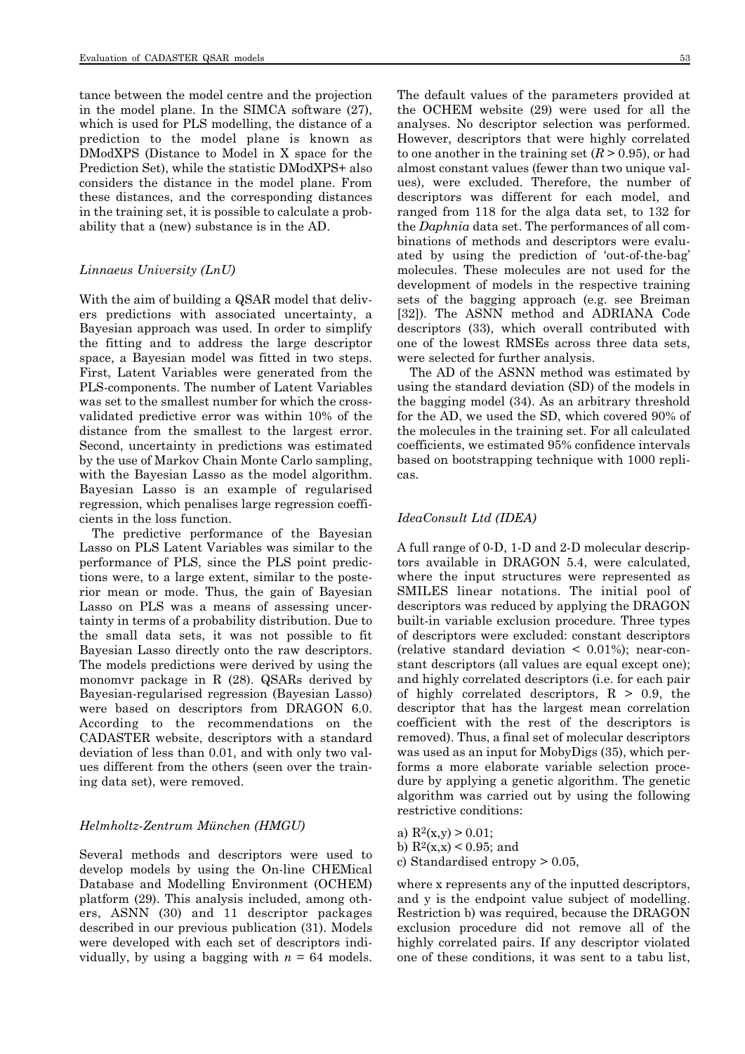tance between the model centre and the projection in the model plane. In the SIMCA software (27), which is used for PLS modelling, the distance of a prediction to the model plane is known as DModXPS (Distance to Model in X space for the Prediction Set), while the statistic DModXPS+ also considers the distance in the model plane. From these distances, and the corresponding distances in the training set, it is possible to calculate a probability that a (new) substance is in the AD.

### *Linnaeus University (LnU)*

With the aim of building a QSAR model that delivers predictions with associated uncertainty, a Bayesian approach was used. In order to simplify the fitting and to address the large descriptor space, a Bayesian model was fitted in two steps. First, Latent Variables were generated from the PLS-components. The number of Latent Variables was set to the smallest number for which the cross-validated predictive error was within 10% of the distance from the smallest to the largest error. Second, uncertainty in predictions was estimated by the use of Markov Chain Monte Carlo sampling, with the Bayesian Lasso as the model algorithm. Bayesian Lasso is an example of regularised regression, which penalises large regression coefficients in the loss function.

The predictive performance of the Bayesian Lasso on PLS Latent Variables was similar to the performance of PLS, since the PLS point predictions were, to a large extent, similar to the posterior mean or mode. Thus, the gain of Bayesian Lasso on PLS was a means of assessing uncertainty in terms of a probability distribution. Due to the small data sets, it was not possible to fit Bayesian Lasso directly onto the raw descriptors. The models predictions were derived by using the monomvr package in R (28). QSARs derived by Bayesian-regularised regression (Bayesian Lasso) were based on descriptors from DRAGON 6.0. According to the recommendations on the CADASTER website, descriptors with a standard deviation of less than 0.01, and with only two values different from the others (seen over the training data set), were removed.

### *Helmholtz-Zentrum München (HMGU)*

Several methods and descriptors were used to develop models by using the On-line CHEMical Database and Modelling Environment (OCHEM) platform (29). This analysis included, among others, ASNN (30) and 11 descriptor packages described in our previous publication (31). Models were developed with each set of descriptors individually, by using a bagging with $n = 64$ models. The default values of the parameters provided at the OCHEM website (29) were used for all the analyses. No descriptor selection was performed. However, descriptors that were highly correlated to one another in the training set ($R > 0.95$), or had almost constant values (fewer than two unique values), were excluded. Therefore, the number of descriptors was different for each model, and ranged from 118 for the alga data set, to 132 for the *Daphnia* data set. The performances of all combinations of methods and descriptors were evaluated by using the prediction of 'out-of-the-bag' molecules. These molecules are not used for the development of models in the respective training sets of the bagging approach (e.g. see Breiman [32]). The ASNN method and ADRIANA Code descriptors (33), which overall contributed with one of the lowest RMSEs across three data sets, were selected for further analysis.

The AD of the ASNN method was estimated by using the standard deviation (SD) of the models in the bagging model (34). As an arbitrary threshold for the AD, we used the SD, which covered 90% of the molecules in the training set. For all calculated coefficients, we estimated 95% confidence intervals based on bootstrapping technique with 1000 replicas.

### *IdeaConsult Ltd (IDEA)*

A full range of 0-D, 1-D and 2-D molecular descriptors available in DRAGON 5.4, were calculated, where the input structures were represented as SMILES linear notations. The initial pool of descriptors was reduced by applying the DRAGON built-in variable exclusion procedure. Three types of descriptors were excluded: constant descriptors (relative standard deviation < 0.01%); near-constant descriptors (all values are equal except one); and highly correlated descriptors (i.e. for each pair of highly correlated descriptors, $R > 0.9$, the descriptor that has the largest mean correlation coefficient with the rest of the descriptors is removed). Thus, a final set of molecular descriptors was used as an input for MobyDigs (35), which performs a more elaborate variable selection procedure by applying a genetic algorithm. The genetic algorithm was carried out by using the following restrictive conditions:

a) $R^2(x,y) > 0.01$;
b) $R^2(x,x) < 0.95$; and
c) Standardised entropy > 0.05,

where x represents any of the inputted descriptors, and y is the endpoint value subject of modelling. Restriction b) was required, because the DRAGON exclusion procedure did not remove all of the highly correlated pairs. If any descriptor violated one of these conditions, it was sent to a tabu list,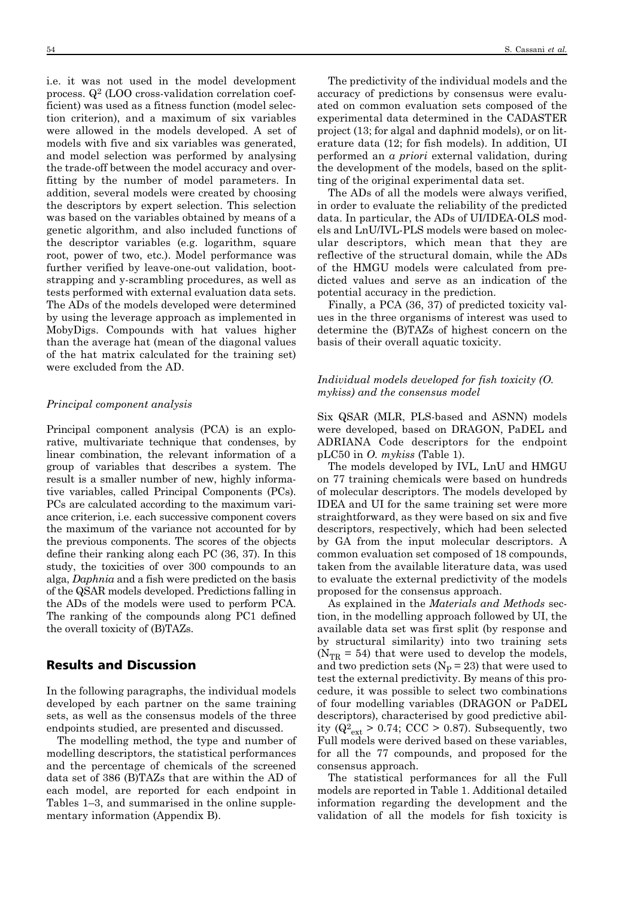i.e. it was not used in the model development process. $Q^2$ (LOO cross-validation correlation coefficient) was used as a fitness function (model selection criterion), and a maximum of six variables were allowed in the models developed. A set of models with five and six variables was generated, and model selection was performed by analysing the trade-off between the model accuracy and overfitting by the number of model parameters. In addition, several models were created by choosing the descriptors by expert selection. This selection was based on the variables obtained by means of a genetic algorithm, and also included functions of the descriptor variables (e.g. logarithm, square root, power of two, etc.). Model performance was further verified by leave-one-out validation, bootstrapping and y-scrambling procedures, as well as tests performed with external evaluation data sets. The ADs of the models developed were determined by using the leverage approach as implemented in MobyDigs. Compounds with hat values higher than the average hat (mean of the diagonal values of the hat matrix calculated for the training set) were excluded from the AD.

### *Principal component analysis*

Principal component analysis (PCA) is an explorative, multivariate technique that condenses, by linear combination, the relevant information of a group of variables that describes a system. The result is a smaller number of new, highly informative variables, called Principal Components (PCs). PCs are calculated according to the maximum variance criterion, i.e. each successive component covers the maximum of the variance not accounted for by the previous components. The scores of the objects define their ranking along each PC (36, 37). In this study, the toxicities of over 300 compounds to an alga, *Daphnia* and a fish were predicted on the basis of the QSAR models developed. Predictions falling in the ADs of the models were used to perform PCA. The ranking of the compounds along PC1 defined the overall toxicity of (B)TAZs.

## Results and Discussion

In the following paragraphs, the individual models developed by each partner on the same training sets, as well as the consensus models of the three endpoints studied, are presented and discussed.

The modelling method, the type and number of modelling descriptors, the statistical performances and the percentage of chemicals of the screened data set of 386 (B)TAZs that are within the AD of each model, are reported for each endpoint in Tables 1–3, and summarised in the online supplementary information (Appendix B).

The predictivity of the individual models and the accuracy of predictions by consensus were evaluated on common evaluation sets composed of the experimental data determined in the CADASTER project (13; for algal and daphnid models), or on literature data (12; for fish models). In addition, UI performed an *a priori* external validation, during the development of the models, based on the splitting of the original experimental data set.

The ADs of all the models were always verified, in order to evaluate the reliability of the predicted data. In particular, the ADs of UI/IDEA-OLS models and LnU/IVL-PLS models were based on molecular descriptors, which mean that they are reflective of the structural domain, while the ADs of the HMGU models were calculated from predicted values and serve as an indication of the potential accuracy in the prediction.

Finally, a PCA (36, 37) of predicted toxicity values in the three organisms of interest was used to determine the (B)TAZs of highest concern on the basis of their overall aquatic toxicity.

### *Individual models developed for fish toxicity (O. mykiss) and the consensus model*

Six QSAR (MLR, PLS-based and ASNN) models were developed, based on DRAGON, PaDEL and ADRIANA Code descriptors for the endpoint pLC50 in *O. mykiss* (Table 1).

The models developed by IVL, LnU and HMGU on 77 training chemicals were based on hundreds of molecular descriptors. The models developed by IDEA and UI for the same training set were more straightforward, as they were based on six and five descriptors, respectively, which had been selected by GA from the input molecular descriptors. A common evaluation set composed of 18 compounds, taken from the available literature data, was used to evaluate the external predictivity of the models proposed for the consensus approach.

As explained in the *Materials and Methods* section, in the modelling approach followed by UI, the available data set was first split (by response and by structural similarity) into two training sets ($N_{TR}$ = 54) that were used to develop the models, and two prediction sets ($N_P$ = 23) that were used to test the external predictivity. By means of this procedure, it was possible to select two combinations of four modelling variables (DRAGON or PaDEL descriptors), characterised by good predictive ability ($Q^2_{ext}$ > 0.74; CCC > 0.87). Subsequently, two Full models were derived based on these variables, for all the 77 compounds, and proposed for the consensus approach.

The statistical performances for all the Full models are reported in Table 1. Additional detailed information regarding the development and the validation of all the models for fish toxicity is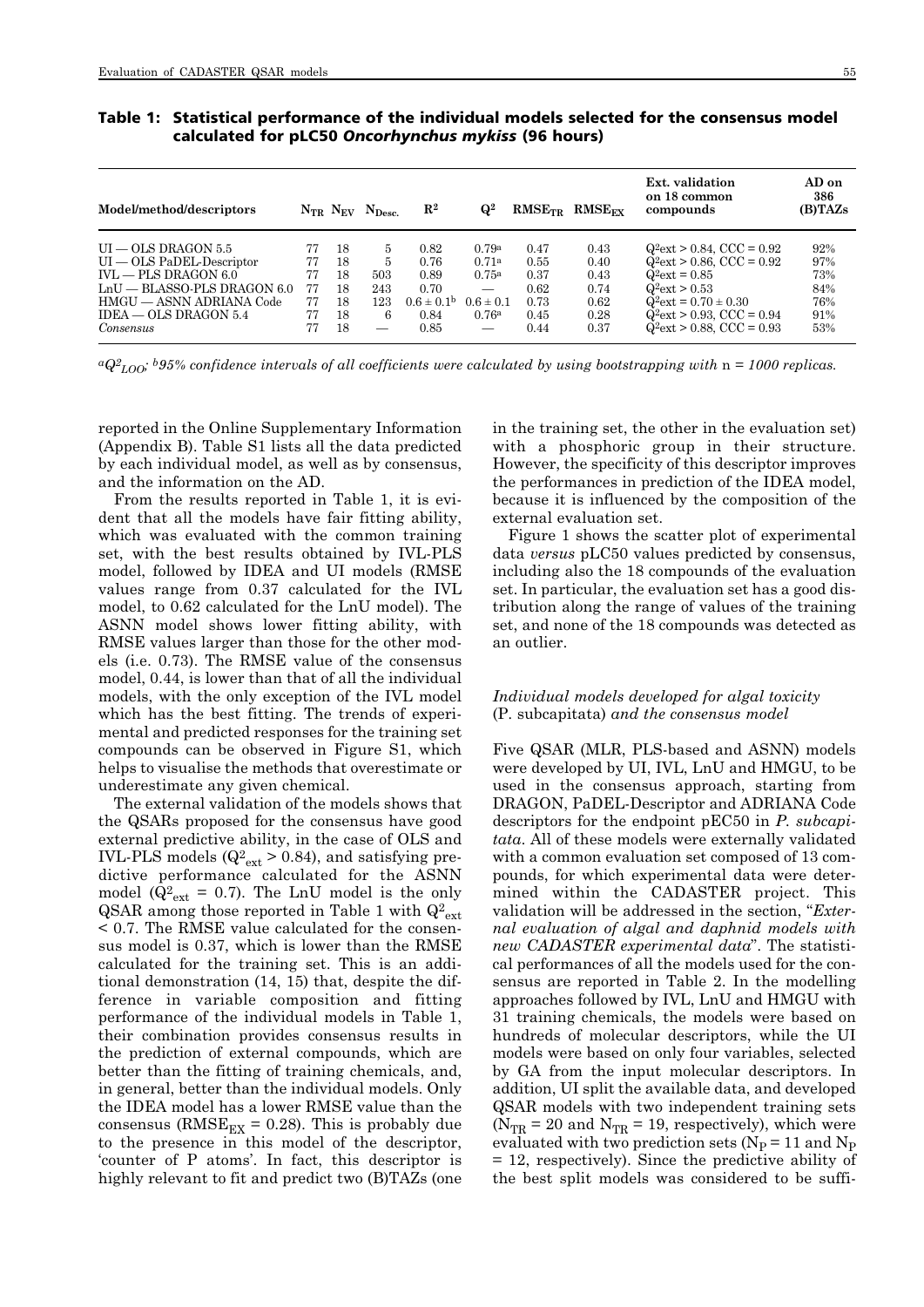**Table 1: Statistical performance of the individual models selected for the consensus model calculated for pLC50 *Oncorhynchus mykiss* (96 hours)**

| Model/method/descriptors | $N_{TR}$ | $N_{EV}$ | $N_{Desc.}$ | $R^2$ | $Q^2$ | $RMSE_{TR}$ | $RMSE_{EX}$ | Ext. validation on 18 common compounds | AD on 386 (B)TAZs |
|---|---|---|---|---|---|---|---|---|---|
| UI — OLS DRAGON 5.5 | 77 | 18 | 5 | 0.82 | 0.79[a] | 0.47 | 0.43 | $Q^2ext > 0.84$, CCC = 0.92 | 92% |
| UI — OLS PaDEL-Descriptor | 77 | 18 | 5 | 0.76 | 0.71[a] | 0.55 | 0.40 | $Q^2ext > 0.86$, CCC = 0.92 | 97% |
| IVL — PLS DRAGON 6.0 | 77 | 18 | 503 | 0.89 | 0.75[a] | 0.37 | 0.43 | $Q^2ext = 0.85$ | 73% |
| LnU — BLASSO-PLS DRAGON 6.0 | 77 | 18 | 243 | 0.70 | — | 0.62 | 0.74 | $Q^2ext > 0.53$ | 84% |
| HMGU — ASNN ADRIANA Code | 77 | 18 | 123 | $0.6 \pm 0.1$[b] | $0.6 \pm 0.1$ | 0.73 | 0.62 | $Q^2ext = 0.70 \pm 0.30$ | 76% |
| IDEA — OLS DRAGON 5.4 | 77 | 18 | 6 | 0.84 | 0.76[a] | 0.45 | 0.28 | $Q^2ext > 0.93$, CCC = 0.94 | 91% |
| *Consensus* | 77 | 18 | — | 0.85 | — | 0.44 | 0.37 | $Q^2ext > 0.88$, CCC = 0.93 | 53% |

[a]$Q^2_{LOO}$; [b]95% confidence intervals of all coefficients were calculated by using bootstrapping with n = 1000 replicas.

reported in the Online Supplementary Information (Appendix B). Table S1 lists all the data predicted by each individual model, as well as by consensus, and the information on the AD.

From the results reported in Table 1, it is evident that all the models have fair fitting ability, which was evaluated with the common training set, with the best results obtained by IVL-PLS model, followed by IDEA and UI models (RMSE values range from 0.37 calculated for the IVL model, to 0.62 calculated for the LnU model). The ASNN model shows lower fitting ability, with RMSE values larger than those for the other models (i.e. 0.73). The RMSE value of the consensus model, 0.44, is lower than that of all the individual models, with the only exception of the IVL model which has the best fitting. The trends of experimental and predicted responses for the training set compounds can be observed in Figure S1, which helps to visualise the methods that overestimate or underestimate any given chemical.

The external validation of the models shows that the QSARs proposed for the consensus have good external predictive ability, in the case of OLS and IVL-PLS models ($Q^2_{ext} > 0.84$), and satisfying predictive performance calculated for the ASNN model ($Q^2_{ext} = 0.7$). The LnU model is the only QSAR among those reported in Table 1 with $Q^2_{ext} < 0.7$. The RMSE value calculated for the consensus model is 0.37, which is lower than the RMSE calculated for the training set. This is an additional demonstration (14, 15) that, despite the difference in variable composition and fitting performance of the individual models in Table 1, their combination provides consensus results in the prediction of external compounds, which are better than the fitting of training chemicals, and, in general, better than the individual models. Only the IDEA model has a lower RMSE value than the consensus ($RMSE_{EX} = 0.28$). This is probably due to the presence in this model of the descriptor, 'counter of P atoms'. In fact, this descriptor is highly relevant to fit and predict two (B)TAZs (one in the training set, the other in the evaluation set) with a phosphoric group in their structure. However, the specificity of this descriptor improves the performances in prediction of the IDEA model, because it is influenced by the composition of the external evaluation set.

Figure 1 shows the scatter plot of experimental data *versus* pLC50 values predicted by consensus, including also the 18 compounds of the evaluation set. In particular, the evaluation set has a good distribution along the range of values of the training set, and none of the 18 compounds was detected as an outlier.

### *Individual models developed for algal toxicity* (P. subcapitata) *and the consensus model*

Five QSAR (MLR, PLS-based and ASNN) models were developed by UI, IVL, LnU and HMGU, to be used in the consensus approach, starting from DRAGON, PaDEL-Descriptor and ADRIANA Code descriptors for the endpoint pEC50 in *P. subcapitata*. All of these models were externally validated with a common evaluation set composed of 13 compounds, for which experimental data were determined within the CADASTER project. This validation will be addressed in the section, "*External evaluation of algal and daphnid models with new CADASTER experimental data*". The statistical performances of all the models used for the consensus are reported in Table 2. In the modelling approaches followed by IVL, LnU and HMGU with 31 training chemicals, the models were based on hundreds of molecular descriptors, while the UI models were based on only four variables, selected by GA from the input molecular descriptors. In addition, UI split the available data, and developed QSAR models with two independent training sets ($N_{TR} = 20$ and $N_{TR} = 19$, respectively), which were evaluated with two prediction sets ($N_P = 11$ and $N_P = 12$, respectively). Since the predictive ability of the best split models was considered to be suffi-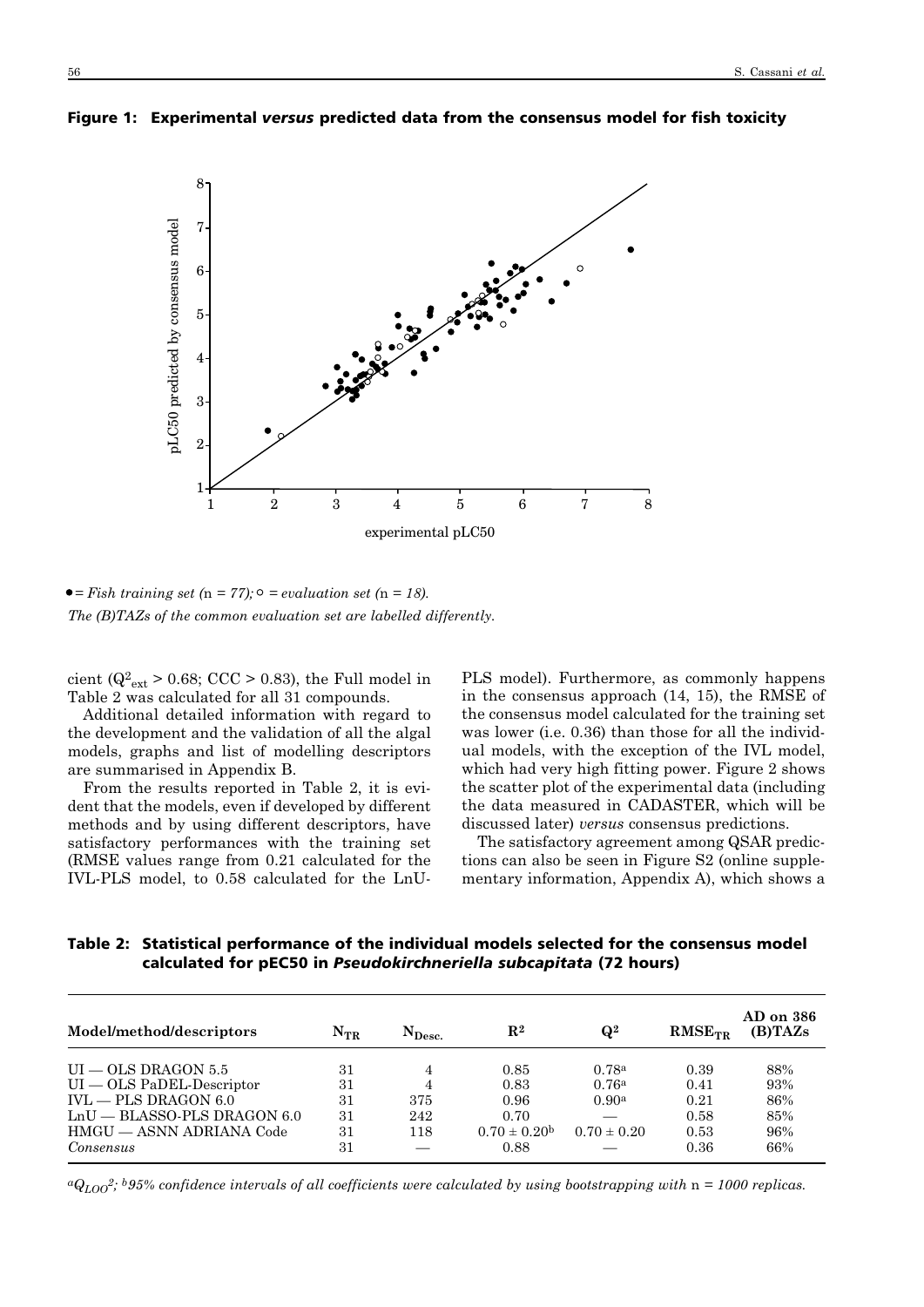**Figure 1: Experimental *versus* predicted data from the consensus model for fish toxicity**

● = *Fish training set (n = 77);* ○ = *evaluation set (n = 18).*
*The (B)TAZs of the common evaluation set are labelled differently.*

cient ($Q^2_{ext}$ > 0.68; CCC > 0.83), the Full model in Table 2 was calculated for all 31 compounds.

Additional detailed information with regard to the development and the validation of all the algal models, graphs and list of modelling descriptors are summarised in Appendix B.

From the results reported in Table 2, it is evident that the models, even if developed by different methods and by using different descriptors, have satisfactory performances with the training set (RMSE values range from 0.21 calculated for the IVL-PLS model, to 0.58 calculated for the LnU-PLS model). Furthermore, as commonly happens in the consensus approach (14, 15), the RMSE of the consensus model calculated for the training set was lower (i.e. 0.36) than those for all the individual models, with the exception of the IVL model, which had very high fitting power. Figure 2 shows the scatter plot of the experimental data (including the data measured in CADASTER, which will be discussed later) *versus* consensus predictions.

The satisfactory agreement among QSAR predictions can also be seen in Figure S2 (online supplementary information, Appendix A), which shows a

**Table 2: Statistical performance of the individual models selected for the consensus model calculated for pEC50 in *Pseudokirchneriella subcapitata* (72 hours)**

| Model/method/descriptors | $N_{TR}$ | $N_{Desc.}$ | $R^2$ | $Q^2$ | $RMSE_{TR}$ | AD on 386 (B)TAZs |
|---|---|---|---|---|---|---|
| UI — OLS DRAGON 5.5 | 31 | 4 | 0.85 | 0.78[a] | 0.39 | 88% |
| UI — OLS PaDEL-Descriptor | 31 | 4 | 0.83 | 0.76[a] | 0.41 | 93% |
| IVL — PLS DRAGON 6.0 | 31 | 375 | 0.96 | 0.90[a] | 0.21 | 86% |
| LnU — BLASSO-PLS DRAGON 6.0 | 31 | 242 | 0.70 | — | 0.58 | 85% |
| HMGU — ASNN ADRIANA Code | 31 | 118 | 0.70 ± 0.20[b] | 0.70 ± 0.20 | 0.53 | 96% |
| *Consensus* | 31 | — | 0.88 | — | 0.36 | 66% |

[a]$Q_{LOO}^2$; [b]*95% confidence intervals of all coefficients were calculated by using bootstrapping with n = 1000 replicas.*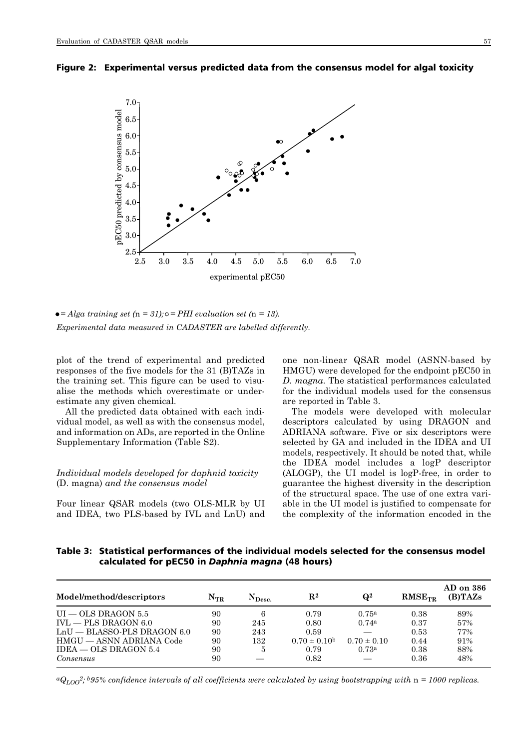**Figure 2: Experimental versus predicted data from the consensus model for algal toxicity**

● = *Alga training set (*n *= 31);* ○ = *PHI evaluation set (*n *= 13).*

*Experimental data measured in CADASTER are labelled differently.*

plot of the trend of experimental and predicted responses of the five models for the 31 (B)TAZs in the training set. This figure can be used to visualise the methods which overestimate or underestimate any given chemical.

All the predicted data obtained with each individual model, as well as with the consensus model, and information on ADs, are reported in the Online Supplementary Information (Table S2).

### *Individual models developed for daphnid toxicity* (D. magna) *and the consensus model*

Four linear QSAR models (two OLS-MLR by UI and IDEA, two PLS-based by IVL and LnU) and one non-linear QSAR model (ASNN-based by HMGU) were developed for the endpoint pEC50 in *D. magna*. The statistical performances calculated for the individual models used for the consensus are reported in Table 3.

The models were developed with molecular descriptors calculated by using DRAGON and ADRIANA software. Five or six descriptors were selected by GA and included in the IDEA and UI models, respectively. It should be noted that, while the IDEA model includes a logP descriptor (ALOGP), the UI model is logP-free, in order to guarantee the highest diversity in the description of the structural space. The use of one extra variable in the UI model is justified to compensate for the complexity of the information encoded in the

**Table 3: Statistical performances of the individual models selected for the consensus model calculated for pEC50 in *Daphnia magna* (48 hours)**

| Model/method/descriptors | $N_{TR}$ | $N_{Desc.}$ | $R^2$ | $Q^2$ | $RMSE_{TR}$ | AD on 386 (B)TAZs |
|---|---|---|---|---|---|---|
| UI — OLS DRAGON 5.5 | 90 | 6 | 0.79 | 0.75[a] | 0.38 | 89% |
| IVL — PLS DRAGON 6.0 | 90 | 245 | 0.80 | 0.74[a] | 0.37 | 57% |
| LnU — BLASSO-PLS DRAGON 6.0 | 90 | 243 | 0.59 | — | 0.53 | 77% |
| HMGU — ASNN ADRIANA Code | 90 | 132 | 0.70 ± 0.10[b] | 0.70 ± 0.10 | 0.44 | 91% |
| IDEA — OLS DRAGON 5.4 | 90 | 5 | 0.79 | 0.73[a] | 0.38 | 88% |
| *Consensus* | 90 | — | 0.82 | — | 0.36 | 48% |

[a]$Q_{LOO}^2$; [b]*95% confidence intervals of all coefficients were calculated by using bootstrapping with* n *= 1000 replicas.*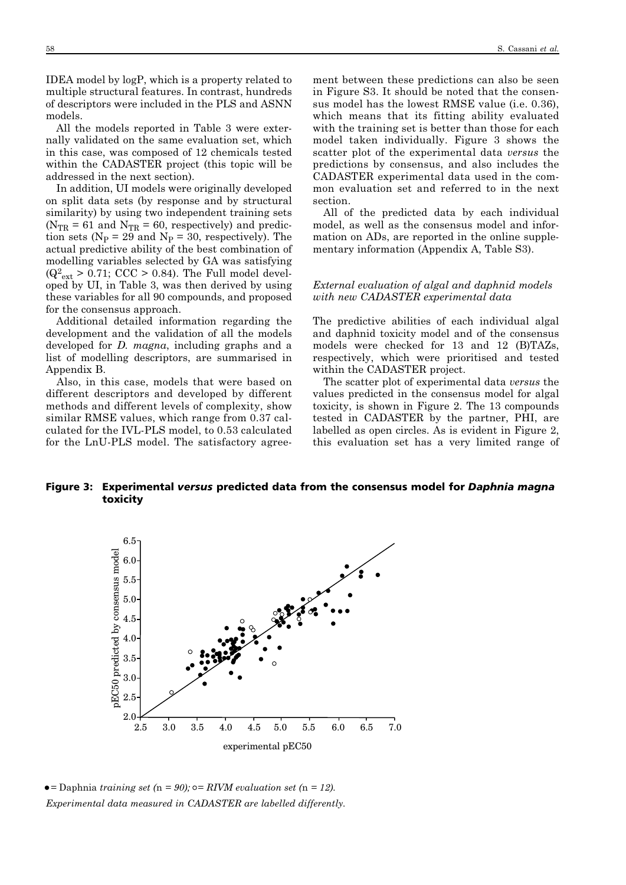IDEA model by logP, which is a property related to multiple structural features. In contrast, hundreds of descriptors were included in the PLS and ASNN models.

All the models reported in Table 3 were externally validated on the same evaluation set, which in this case, was composed of 12 chemicals tested within the CADASTER project (this topic will be addressed in the next section).

In addition, UI models were originally developed on split data sets (by response and by structural similarity) by using two independent training sets ($N_{TR} = 61$ and $N_{TR} = 60$, respectively) and prediction sets ($N_P = 29$ and $N_P = 30$, respectively). The actual predictive ability of the best combination of modelling variables selected by GA was satisfying ($Q^2_{ext} > 0.71$; CCC > 0.84). The Full model developed by UI, in Table 3, was then derived by using these variables for all 90 compounds, and proposed for the consensus approach.

Additional detailed information regarding the development and the validation of all the models developed for *D. magna*, including graphs and a list of modelling descriptors, are summarised in Appendix B.

Also, in this case, models that were based on different descriptors and developed by different methods and different levels of complexity, show similar RMSE values, which range from 0.37 calculated for the IVL-PLS model, to 0.53 calculated for the LnU-PLS model. The satisfactory agreement between these predictions can also be seen in Figure S3. It should be noted that the consensus model has the lowest RMSE value (i.e. 0.36), which means that its fitting ability evaluated with the training set is better than those for each model taken individually. Figure 3 shows the scatter plot of the experimental data *versus* the predictions by consensus, and also includes the CADASTER experimental data used in the common evaluation set and referred to in the next section.

All of the predicted data by each individual model, as well as the consensus model and information on ADs, are reported in the online supplementary information (Appendix A, Table S3).

### *External evaluation of algal and daphnid models with new CADASTER experimental data*

The predictive abilities of each individual algal and daphnid toxicity model and of the consensus models were checked for 13 and 12 (B)TAZs, respectively, which were prioritised and tested within the CADASTER project.

The scatter plot of experimental data *versus* the values predicted in the consensus model for algal toxicity, is shown in Figure 2. The 13 compounds tested in CADASTER by the partner, PHI, are labelled as open circles. As is evident in Figure 2, this evaluation set has a very limited range of

**Figure 3: Experimental *versus* predicted data from the consensus model for *Daphnia magna* toxicity**

● = Daphnia *training set (n = 90);* ○= *RIVM evaluation set (n = 12).*

*Experimental data measured in CADASTER are labelled differently.*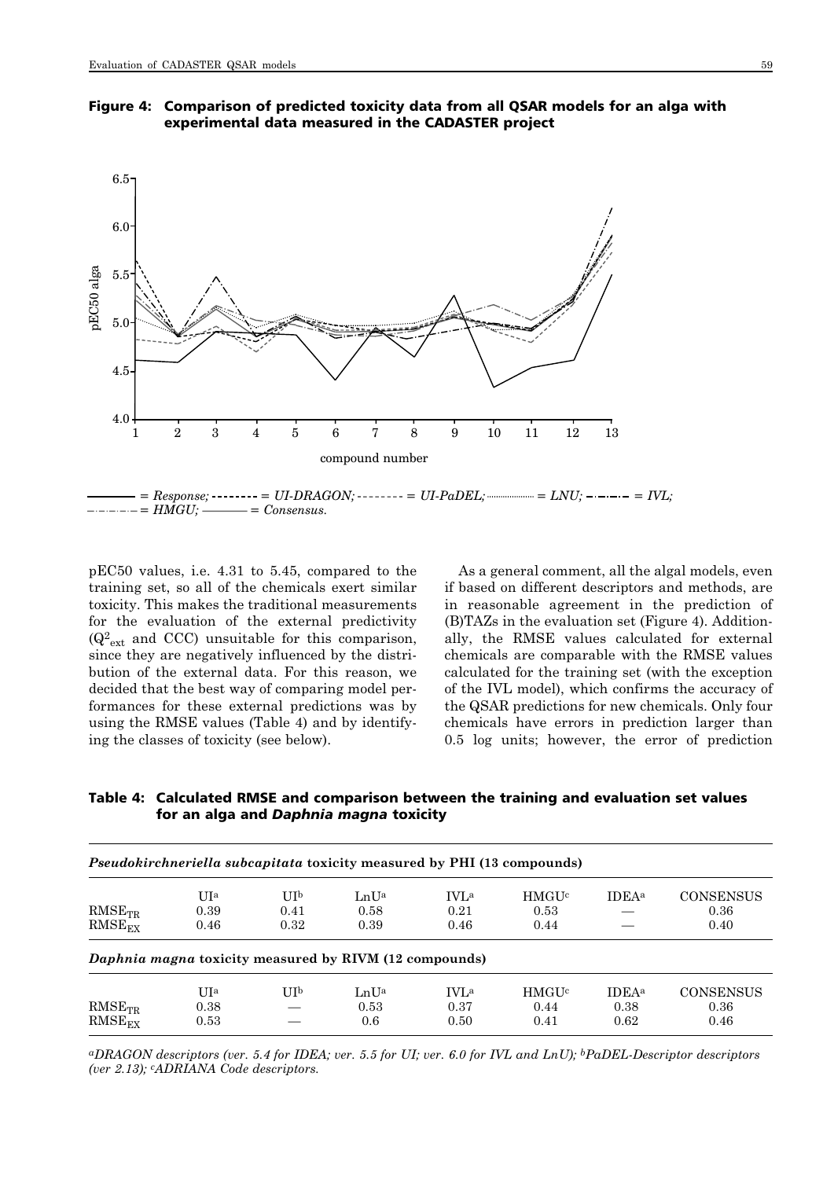**Figure 4: Comparison of predicted toxicity data from all QSAR models for an alga with experimental data measured in the CADASTER project**

——— = *Response;* - - - - - - - - = *UI-DRAGON;* - - - - - - - - = *UI-PaDEL;* ·········· = *LNU;* –·–·–·– = *IVL;* –·–·–·–·– = *HMGU;* ——— = *Consensus.*

pEC50 values, i.e. 4.31 to 5.45, compared to the training set, so all of the chemicals exert similar toxicity. This makes the traditional measurements for the evaluation of the external predictivity ($Q^2_{ext}$ and CCC) unsuitable for this comparison, since they are negatively influenced by the distribution of the external data. For this reason, we decided that the best way of comparing model performances for these external predictions was by using the RMSE values (Table 4) and by identifying the classes of toxicity (see below).

As a general comment, all the algal models, even if based on different descriptors and methods, are in reasonable agreement in the prediction of (B)TAZs in the evaluation set (Figure 4). Additionally, the RMSE values calculated for external chemicals are comparable with the RMSE values calculated for the training set (with the exception of the IVL model), which confirms the accuracy of the QSAR predictions for new chemicals. Only four chemicals have errors in prediction larger than 0.5 log units; however, the error of prediction

**Table 4: Calculated RMSE and comparison between the training and evaluation set values for an alga and *Daphnia magna* toxicity**

| *Pseudokirchneriella subcapitata* **toxicity measured by PHI (13 compounds)** | | | | | | | |
|---|---|---|---|---|---|---|---|
| | UI[a] | UI[b] | LnU[a] | IVL[a] | HMGU[c] | IDEA[a] | CONSENSUS |
| $RMSE_{TR}$ | 0.39 | 0.41 | 0.58 | 0.21 | 0.53 | — | 0.36 |
| $RMSE_{EX}$ | 0.46 | 0.32 | 0.39 | 0.46 | 0.44 | — | 0.40 |
| ***Daphnia magna*** **toxicity measured by RIVM (12 compounds)** | | | | | | | |
| | UI[a] | UI[b] | LnU[a] | IVL[a] | HMGU[c] | IDEA[a] | CONSENSUS |
| $RMSE_{TR}$ | 0.38 | — | 0.53 | 0.37 | 0.44 | 0.38 | 0.36 |
| $RMSE_{EX}$ | 0.53 | — | 0.6 | 0.50 | 0.41 | 0.62 | 0.46 |

*[a]DRAGON descriptors (ver. 5.4 for IDEA; ver. 5.5 for UI; ver. 6.0 for IVL and LnU); [b]PaDEL-Descriptor descriptors (ver 2.13); [c]ADRIANA Code descriptors.*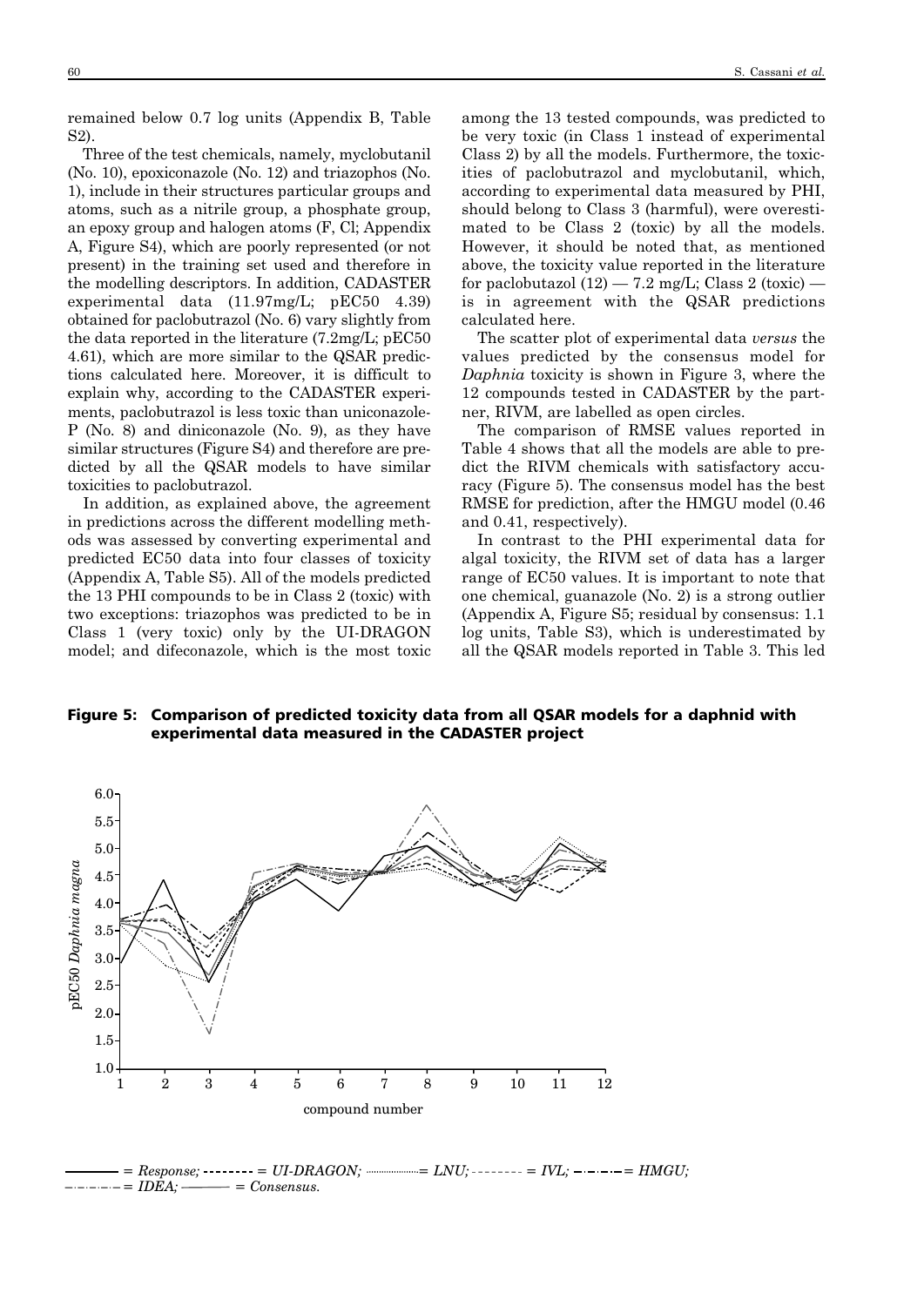remained below 0.7 log units (Appendix B, Table S2).

Three of the test chemicals, namely, myclobutanil (No. 10), epoxiconazole (No. 12) and triazophos (No. 1), include in their structures particular groups and atoms, such as a nitrile group, a phosphate group, an epoxy group and halogen atoms (F, Cl; Appendix A, Figure S4), which are poorly represented (or not present) in the training set used and therefore in the modelling descriptors. In addition, CADASTER experimental data (11.97mg/L; pEC50 4.39) obtained for paclobutrazol (No. 6) vary slightly from the data reported in the literature (7.2mg/L; pEC50 4.61), which are more similar to the QSAR predictions calculated here. Moreover, it is difficult to explain why, according to the CADASTER experiments, paclobutrazol is less toxic than uniconazole-P (No. 8) and diniconazole (No. 9), as they have similar structures (Figure S4) and therefore are predicted by all the QSAR models to have similar toxicities to paclobutrazol.

In addition, as explained above, the agreement in predictions across the different modelling methods was assessed by converting experimental and predicted EC50 data into four classes of toxicity (Appendix A, Table S5). All of the models predicted the 13 PHI compounds to be in Class 2 (toxic) with two exceptions: triazophos was predicted to be in Class 1 (very toxic) only by the UI-DRAGON model; and difeconazole, which is the most toxic among the 13 tested compounds, was predicted to be very toxic (in Class 1 instead of experimental Class 2) by all the models. Furthermore, the toxicities of paclobutrazol and myclobutanil, which, according to experimental data measured by PHI, should belong to Class 3 (harmful), were overestimated to be Class 2 (toxic) by all the models. However, it should be noted that, as mentioned above, the toxicity value reported in the literature for paclobutazol (12) — 7.2 mg/L; Class 2 (toxic) — is in agreement with the QSAR predictions calculated here.

The scatter plot of experimental data *versus* the values predicted by the consensus model for *Daphnia* toxicity is shown in Figure 3, where the 12 compounds tested in CADASTER by the partner, RIVM, are labelled as open circles.

The comparison of RMSE values reported in Table 4 shows that all the models are able to predict the RIVM chemicals with satisfactory accuracy (Figure 5). The consensus model has the best RMSE for prediction, after the HMGU model (0.46 and 0.41, respectively).

In contrast to the PHI experimental data for algal toxicity, the RIVM set of data has a larger range of EC50 values. It is important to note that one chemical, guanazole (No. 2) is a strong outlier (Appendix A, Figure S5; residual by consensus: 1.1 log units, Table S3), which is underestimated by all the QSAR models reported in Table 3. This led

**Figure 5: Comparison of predicted toxicity data from all QSAR models for a daphnid with experimental data measured in the CADASTER project**

——— = *Response;* -------- = *UI-DRAGON;* ········ = *LNU;* - - - - = *IVL;* –·–·– = *HMGU;* –··–··– = *IDEA;* ——— = *Consensus.*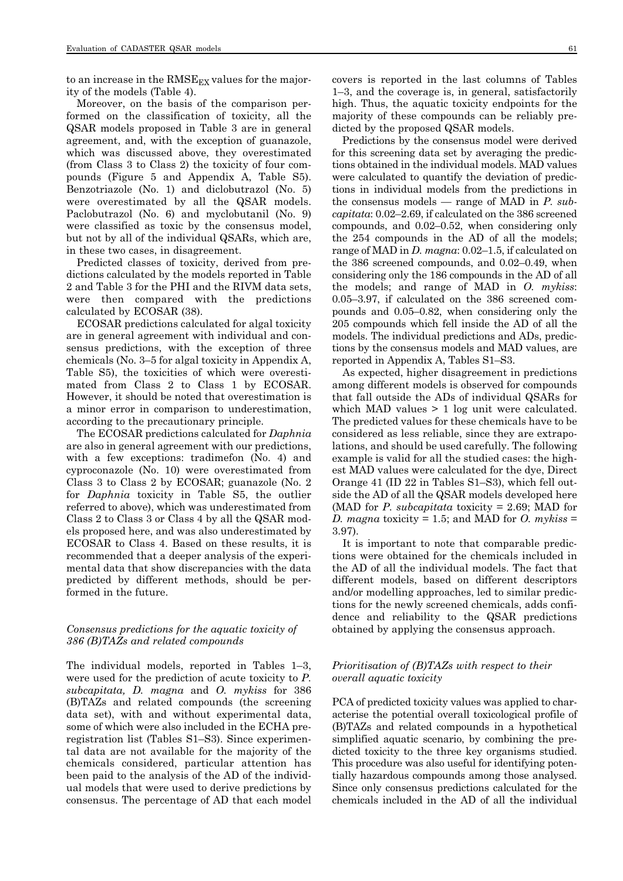to an increase in the $RMSE_{EX}$ values for the majority of the models (Table 4).

Moreover, on the basis of the comparison performed on the classification of toxicity, all the QSAR models proposed in Table 3 are in general agreement, and, with the exception of guanazole, which was discussed above, they overestimated (from Class 3 to Class 2) the toxicity of four compounds (Figure 5 and Appendix A, Table S5). Benzotriazole (No. 1) and diclobutrazol (No. 5) were overestimated by all the QSAR models. Paclobutrazol (No. 6) and myclobutanil (No. 9) were classified as toxic by the consensus model, but not by all of the individual QSARs, which are, in these two cases, in disagreement.

Predicted classes of toxicity, derived from predictions calculated by the models reported in Table 2 and Table 3 for the PHI and the RIVM data sets, were then compared with the predictions calculated by ECOSAR (38).

ECOSAR predictions calculated for algal toxicity are in general agreement with individual and consensus predictions, with the exception of three chemicals (No. 3–5 for algal toxicity in Appendix A, Table S5), the toxicities of which were overestimated from Class 2 to Class 1 by ECOSAR. However, it should be noted that overestimation is a minor error in comparison to underestimation, according to the precautionary principle.

The ECOSAR predictions calculated for *Daphnia* are also in general agreement with our predictions, with a few exceptions: tradimefon (No. 4) and cyproconazole (No. 10) were overestimated from Class 3 to Class 2 by ECOSAR; guanazole (No. 2 for *Daphnia* toxicity in Table S5, the outlier referred to above), which was underestimated from Class 2 to Class 3 or Class 4 by all the QSAR models proposed here, and was also underestimated by ECOSAR to Class 4. Based on these results, it is recommended that a deeper analysis of the experimental data that show discrepancies with the data predicted by different methods, should be performed in the future.

### *Consensus predictions for the aquatic toxicity of 386 (B)TAZs and related compounds*

The individual models, reported in Tables 1–3, were used for the prediction of acute toxicity to *P. subcapitata, D. magna* and *O. mykiss* for 386 (B)TAZs and related compounds (the screening data set), with and without experimental data, some of which were also included in the ECHA preregistration list (Tables S1–S3). Since experimental data are not available for the majority of the chemicals considered, particular attention has been paid to the analysis of the AD of the individual models that were used to derive predictions by consensus. The percentage of AD that each model covers is reported in the last columns of Tables 1–3, and the coverage is, in general, satisfactorily high. Thus, the aquatic toxicity endpoints for the majority of these compounds can be reliably predicted by the proposed QSAR models.

Predictions by the consensus model were derived for this screening data set by averaging the predictions obtained in the individual models. MAD values were calculated to quantify the deviation of predictions in individual models from the predictions in the consensus models — range of MAD in *P. subcapitata*: 0.02–2.69, if calculated on the 386 screened compounds, and 0.02–0.52, when considering only the 254 compounds in the AD of all the models; range of MAD in *D. magna*: 0.02–1.5, if calculated on the 386 screened compounds, and 0.02–0.49, when considering only the 186 compounds in the AD of all the models; and range of MAD in *O. mykiss*: 0.05–3.97, if calculated on the 386 screened compounds and 0.05–0.82, when considering only the 205 compounds which fell inside the AD of all the models. The individual predictions and ADs, predictions by the consensus models and MAD values, are reported in Appendix A, Tables S1–S3.

As expected, higher disagreement in predictions among different models is observed for compounds that fall outside the ADs of individual QSARs for which MAD values > 1 log unit were calculated. The predicted values for these chemicals have to be considered as less reliable, since they are extrapolations, and should be used carefully. The following example is valid for all the studied cases: the highest MAD values were calculated for the dye, Direct Orange 41 (ID 22 in Tables S1–S3), which fell outside the AD of all the QSAR models developed here (MAD for *P. subcapitata* toxicity = 2.69; MAD for *D. magna* toxicity = 1.5; and MAD for *O. mykiss* = 3.97).

It is important to note that comparable predictions were obtained for the chemicals included in the AD of all the individual models. The fact that different models, based on different descriptors and/or modelling approaches, led to similar predictions for the newly screened chemicals, adds confidence and reliability to the QSAR predictions obtained by applying the consensus approach.

### *Prioritisation of (B)TAZs with respect to their overall aquatic toxicity*

PCA of predicted toxicity values was applied to characterise the potential overall toxicological profile of (B)TAZs and related compounds in a hypothetical simplified aquatic scenario, by combining the predicted toxicity to the three key organisms studied. This procedure was also useful for identifying potentially hazardous compounds among those analysed. Since only consensus predictions calculated for the chemicals included in the AD of all the individual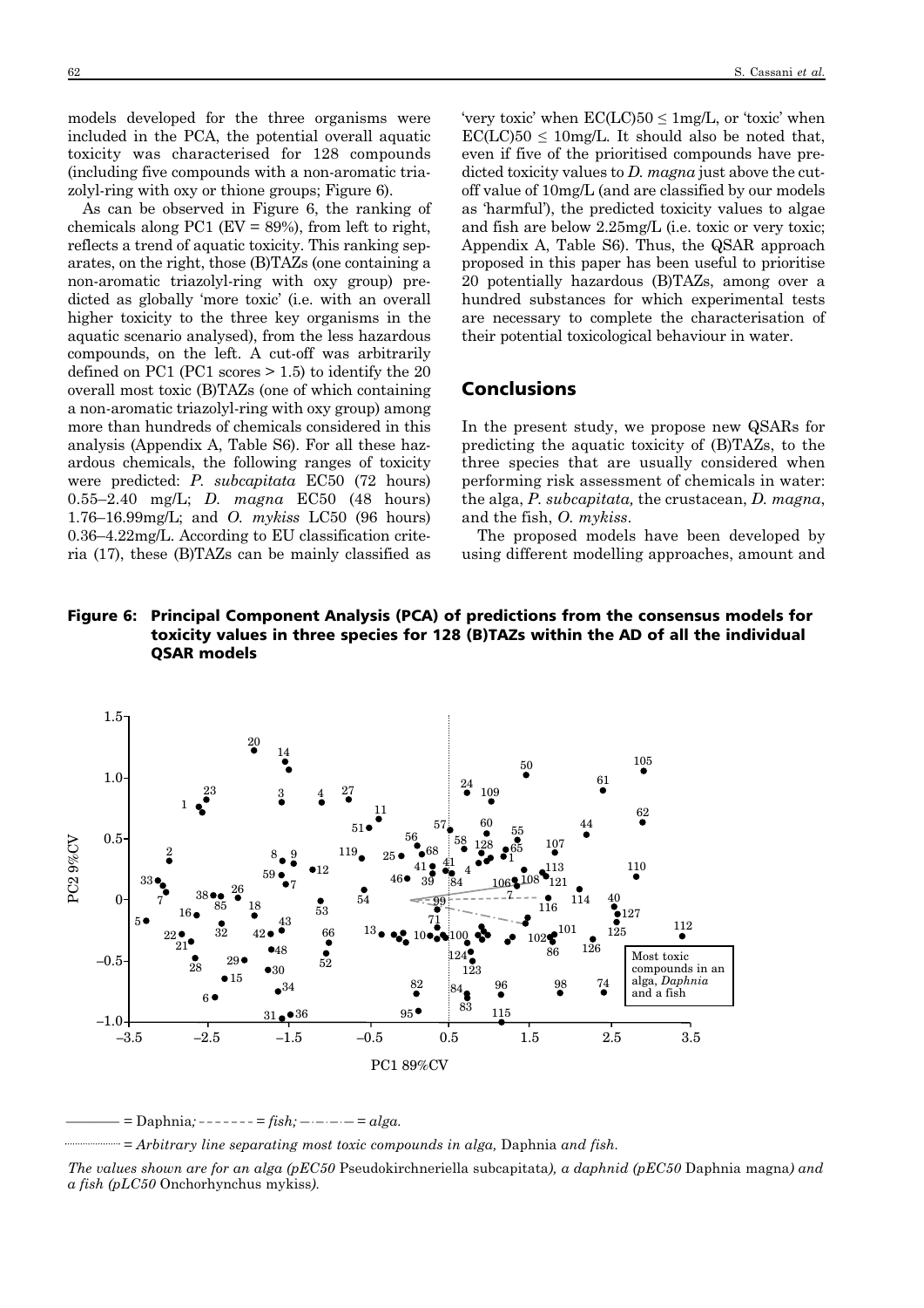models developed for the three organisms were included in the PCA, the potential overall aquatic toxicity was characterised for 128 compounds (including five compounds with a non-aromatic triazolyl-ring with oxy or thione groups; Figure 6).

As can be observed in Figure 6, the ranking of chemicals along PC1 (EV = 89%), from left to right, reflects a trend of aquatic toxicity. This ranking separates, on the right, those (B)TAZs (one containing a non-aromatic triazolyl-ring with oxy group) predicted as globally 'more toxic' (i.e. with an overall higher toxicity to the three key organisms in the aquatic scenario analysed), from the less hazardous compounds, on the left. A cut-off was arbitrarily defined on PC1 (PC1 scores > 1.5) to identify the 20 overall most toxic (B)TAZs (one of which containing a non-aromatic triazolyl-ring with oxy group) among more than hundreds of chemicals considered in this analysis (Appendix A, Table S6). For all these hazardous chemicals, the following ranges of toxicity were predicted: *P. subcapitata* EC50 (72 hours) 0.55–2.40 mg/L; *D. magna* EC50 (48 hours) 1.76–16.99mg/L; and *O. mykiss* LC50 (96 hours) 0.36–4.22mg/L. According to EU classification criteria (17), these (B)TAZs can be mainly classified as 'very toxic' when EC(LC)50 ≤ 1mg/L, or 'toxic' when EC(LC)50 ≤ 10mg/L. It should also be noted that, even if five of the prioritised compounds have predicted toxicity values to *D. magna* just above the cut-off value of 10mg/L (and are classified by our models as 'harmful'), the predicted toxicity values to algae and fish are below 2.25mg/L (i.e. toxic or very toxic; Appendix A, Table S6). Thus, the QSAR approach proposed in this paper has been useful to prioritise 20 potentially hazardous (B)TAZs, among over a hundred substances for which experimental tests are necessary to complete the characterisation of their potential toxicological behaviour in water.

## Conclusions

In the present study, we propose new QSARs for predicting the aquatic toxicity of (B)TAZs, to the three species that are usually considered when performing risk assessment of chemicals in water: the alga, *P. subcapitata,* the crustacean, *D. magna*, and the fish, *O. mykiss*.

The proposed models have been developed by using different modelling approaches, amount and

**Figure 6: Principal Component Analysis (PCA) of predictions from the consensus models for toxicity values in three species for 128 (B)TAZs within the AD of all the individual QSAR models**

——— = Daphnia; - - - - - - - = *fish;* —·—·—·— = *alga.*

········· = *Arbitrary line separating most toxic compounds in alga,* Daphnia *and fish.*

*The values shown are for an alga (pEC50* Pseudokirchneriella subcapitata*), a daphnid (pEC50* Daphnia magna*) and a fish (pLC50* Onchorhynchus mykiss*).*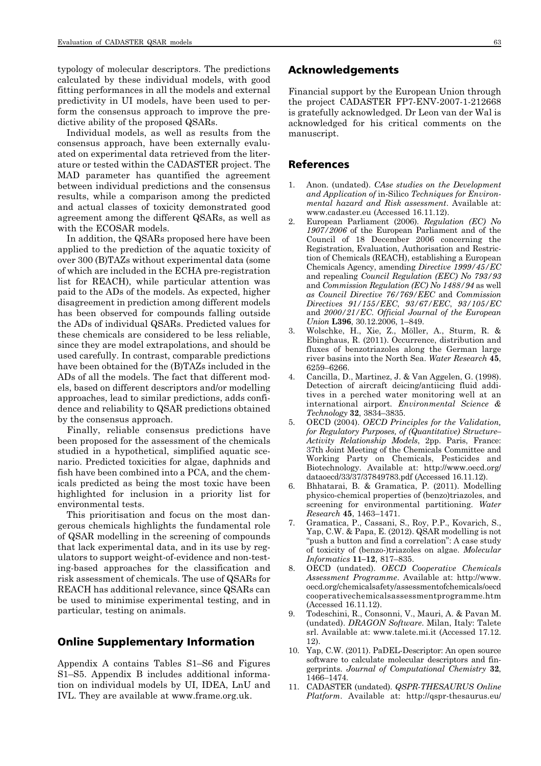typology of molecular descriptors. The predictions calculated by these individual models, with good fitting performances in all the models and external predictivity in UI models, have been used to perform the consensus approach to improve the predictive ability of the proposed QSARs.

Individual models, as well as results from the consensus approach, have been externally evaluated on experimental data retrieved from the literature or tested within the CADASTER project. The MAD parameter has quantified the agreement between individual predictions and the consensus results, while a comparison among the predicted and actual classes of toxicity demonstrated good agreement among the different QSARs, as well as with the ECOSAR models.

In addition, the QSARs proposed here have been applied to the prediction of the aquatic toxicity of over 300 (B)TAZs without experimental data (some of which are included in the ECHA pre-registration list for REACH), while particular attention was paid to the ADs of the models. As expected, higher disagreement in prediction among different models has been observed for compounds falling outside the ADs of individual QSARs. Predicted values for these chemicals are considered to be less reliable, since they are model extrapolations, and should be used carefully. In contrast, comparable predictions have been obtained for the (B)TAZs included in the ADs of all the models. The fact that different models, based on different descriptors and/or modelling approaches, lead to similar predictions, adds confidence and reliability to QSAR predictions obtained by the consensus approach.

Finally, reliable consensus predictions have been proposed for the assessment of the chemicals studied in a hypothetical, simplified aquatic scenario. Predicted toxicities for algae, daphnids and fish have been combined into a PCA, and the chemicals predicted as being the most toxic have been highlighted for inclusion in a priority list for environmental tests.

This prioritisation and focus on the most dangerous chemicals highlights the fundamental role of QSAR modelling in the screening of compounds that lack experimental data, and in its use by regulators to support weight-of-evidence and non-testing-based approaches for the classification and risk assessment of chemicals. The use of QSARs for REACH has additional relevance, since QSARs can be used to minimise experimental testing, and in particular, testing on animals.

## Online Supplementary Information

Appendix A contains Tables S1–S6 and Figures S1–S5. Appendix B includes additional information on individual models by UI, IDEA, LnU and IVL. They are available at www.frame.org.uk.

## Acknowledgements

Financial support by the European Union through the project CADASTER FP7-ENV-2007-1-212668 is gratefully acknowledged. Dr Leon van der Wal is acknowledged for his critical comments on the manuscript.

## References

1. Anon. (undated). *CAse studies on the Development and Application of* in-Silico *Techniques for Environmental hazard and Risk assessment*. Available at: www.cadaster.eu (Accessed 16.11.12).
2. European Parliament (2006). *Regulation (EC) No 1907/2006* of the European Parliament and of the Council of 18 December 2006 concerning the Registration, Evaluation, Authorisation and Restriction of Chemicals (REACH), establishing a European Chemicals Agency, amending *Directive 1999/45/EC* and repealing *Council Regulation (EEC) No 793/93* and *Commission Regulation (EC) No 1488/94* as well *as Council Directive 76/769/EEC* and *Commission Directives 91/155/EEC*, *93/67/EEC*, *93/105/EC* and *2000/21/EC*. *Official Journal of the European Union* **L396**, 30.12.2006, 1–849.
3. Wolschke, H., Xie, Z., Möller, A., Sturm, R. & Ebinghaus, R. (2011). Occurrence, distribution and fluxes of benzotriazoles along the German large river basins into the North Sea. *Water Research* **45**, 6259–6266.
4. Cancilla, D., Martinez, J. & Van Aggelen, G. (1998). Detection of aircraft deicing/antiicing fluid additives in a perched water monitoring well at an international airport. *Environmental Science & Technology* **32**, 3834–3835.
5. OECD (2004). *OECD Principles for the Validation, for Regulatory Purposes, of (Quantitative) Structure–Activity Relationship Models*, 2pp. Paris, France: 37th Joint Meeting of the Chemicals Committee and Working Party on Chemicals, Pesticides and Biotechnology. Available at: http://www.oecd.org/dataoecd/33/37/37849783.pdf (Accessed 16.11.12).
6. Bhhatarai, B. & Gramatica, P. (2011). Modelling physico-chemical properties of (benzo)triazoles, and screening for environmental partitioning. *Water Research* **45**, 1463–1471.
7. Gramatica, P., Cassani, S., Roy, P.P., Kovarich, S., Yap, C.W. & Papa, E. (2012). QSAR modelling is not "push a button and find a correlation": A case study of toxicity of (benzo-)triazoles on algae. *Molecular Informatics* **11–12**, 817–835.
8. OECD (undated). *OECD Cooperative Chemicals Assessment Programme*. Available at: http://www.oecd.org/chemicalsafety/assessmentofchemicals/oecdcooperativechemicalsassessmentprogramme.htm (Accessed 16.11.12).
9. Todeschini, R., Consonni, V., Mauri, A. & Pavan M. (undated). *DRAGON Software*. Milan, Italy: Talete srl. Available at: www.talete.mi.it (Accessed 17.12.12).
10. Yap, C.W. (2011). PaDEL-Descriptor: An open source software to calculate molecular descriptors and fingerprints. *Journal of Computational Chemistry* **32**, 1466–1474.
11. CADASTER (undated). *QSPR-THESAURUS Online Platform*. Available at: http://qspr-thesaurus.eu/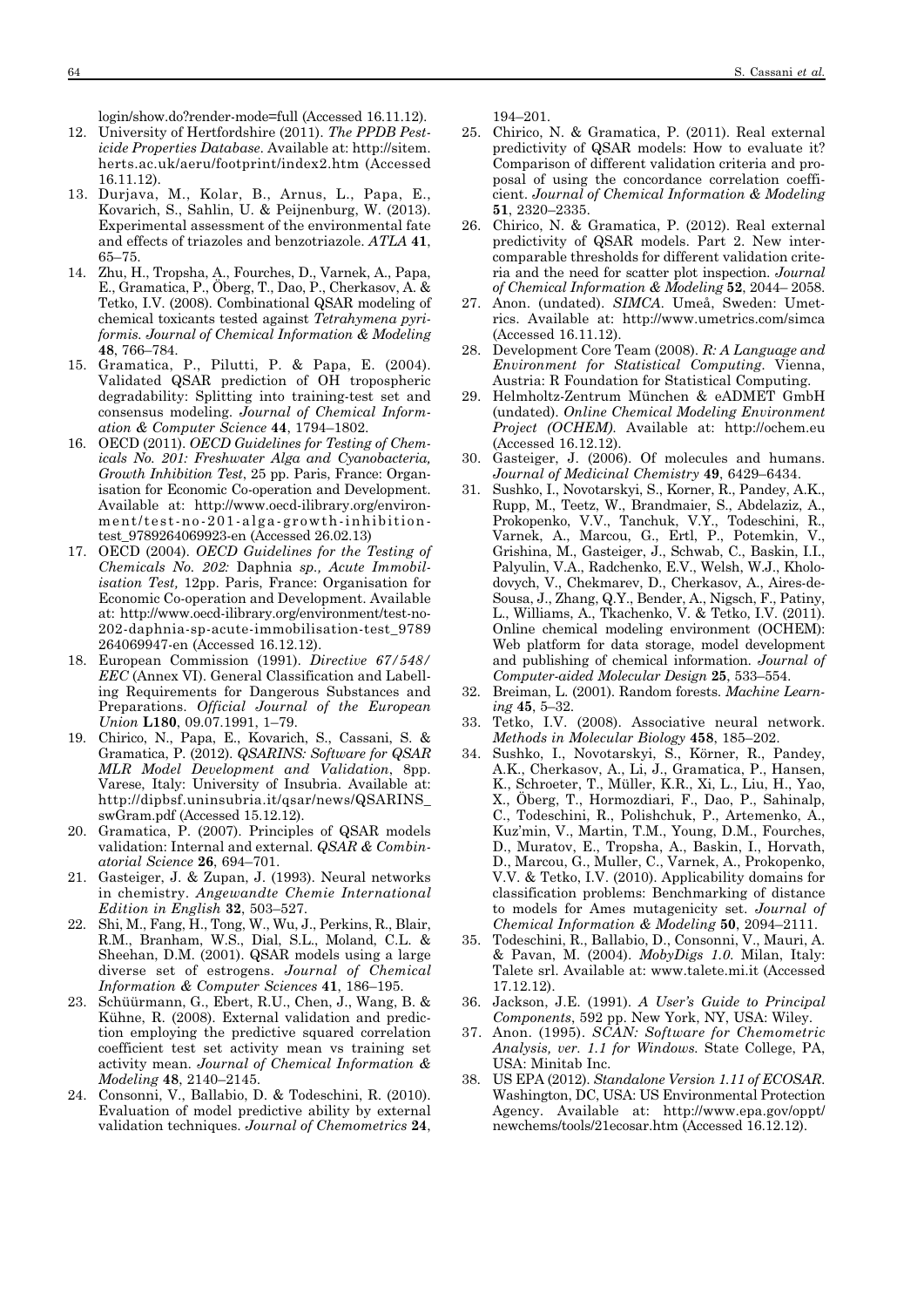login/show.do?render-mode=full (Accessed 16.11.12).

12. University of Hertfordshire (2011). *The PPDB Pesticide Properties Database*. Available at: http://sitem.herts.ac.uk/aeru/footprint/index2.htm (Accessed 16.11.12).
13. Durjava, M., Kolar, B., Arnus, L., Papa, E., Kovarich, S., Sahlin, U. & Peijnenburg, W. (2013). Experimental assessment of the environmental fate and effects of triazoles and benzotriazole. *ATLA* **41**, 65–75.
14. Zhu, H., Tropsha, A., Fourches, D., Varnek, A., Papa, E., Gramatica, P., Öberg, T., Dao, P., Cherkasov, A. & Tetko, I.V. (2008). Combinational QSAR modeling of chemical toxicants tested against *Tetrahymena pyriformis*. *Journal of Chemical Information & Modeling* **48**, 766–784.
15. Gramatica, P., Pilutti, P. & Papa, E. (2004). Validated QSAR prediction of OH tropospheric degradability: Splitting into training-test set and consensus modeling. *Journal of Chemical Information & Computer Science* **44**, 1794–1802.
16. OECD (2011). *OECD Guidelines for Testing of Chemicals No. 201: Freshwater Alga and Cyanobacteria, Growth Inhibition Test*, 25 pp. Paris, France: Organisation for Economic Co-operation and Development. Available at: http://www.oecd-ilibrary.org/environment/test-no-201-alga-growth-inhibition-test_9789264069923-en (Accessed 26.02.13)
17. OECD (2004). *OECD Guidelines for the Testing of Chemicals No. 202:* Daphnia *sp., Acute Immobilisation Test,* 12pp. Paris, France: Organisation for Economic Co-operation and Development. Available at: http://www.oecd-ilibrary.org/environment/test-no-202-daphnia-sp-acute-immobilisation-test_9789264069947-en (Accessed 16.12.12).
18. European Commission (1991). *Directive 67/548/EEC* (Annex VI). General Classification and Labelling Requirements for Dangerous Substances and Preparations. *Official Journal of the European Union* **L180**, 09.07.1991, 1–79.
19. Chirico, N., Papa, E., Kovarich, S., Cassani, S. & Gramatica, P. (2012). *QSARINS: Software for QSAR MLR Model Development and Validation*, 8pp. Varese, Italy: University of Insubria. Available at: http://dipbsf.uninsubria.it/qsar/news/QSARINS_swGram.pdf (Accessed 15.12.12).
20. Gramatica, P. (2007). Principles of QSAR models validation: Internal and external. *QSAR & Combinatorial Science* **26**, 694–701.
21. Gasteiger, J. & Zupan, J. (1993). Neural networks in chemistry. *Angewandte Chemie International Edition in English* **32**, 503–527.
22. Shi, M., Fang, H., Tong, W., Wu, J., Perkins, R., Blair, R.M., Branham, W.S., Dial, S.L., Moland, C.L. & Sheehan, D.M. (2001). QSAR models using a large diverse set of estrogens. *Journal of Chemical Information & Computer Sciences* **41**, 186–195.
23. Schüürmann, G., Ebert, R.U., Chen, J., Wang, B. & Kühne, R. (2008). External validation and prediction employing the predictive squared correlation coefficient test set activity mean vs training set activity mean. *Journal of Chemical Information & Modeling* **48**, 2140–2145.
24. Consonni, V., Ballabio, D. & Todeschini, R. (2010). Evaluation of model predictive ability by external validation techniques. *Journal of Chemometrics* **24**, 194–201.
25. Chirico, N. & Gramatica, P. (2011). Real external predictivity of QSAR models: How to evaluate it? Comparison of different validation criteria and proposal of using the concordance correlation coefficient. *Journal of Chemical Information & Modeling* **51**, 2320–2335.
26. Chirico, N. & Gramatica, P. (2012). Real external predictivity of QSAR models. Part 2. New intercomparable thresholds for different validation criteria and the need for scatter plot inspection. *Journal of Chemical Information & Modeling* **52**, 2044– 2058.
27. Anon. (undated). *SIMCA*. Umeå, Sweden: Umetrics. Available at: http://www.umetrics.com/simca (Accessed 16.11.12).
28. Development Core Team (2008). *R: A Language and Environment for Statistical Computing*. Vienna, Austria: R Foundation for Statistical Computing.
29. Helmholtz-Zentrum München & eADMET GmbH (undated). *Online Chemical Modeling Environment Project (OCHEM)*. Available at: http://ochem.eu (Accessed 16.12.12).
30. Gasteiger, J. (2006). Of molecules and humans. *Journal of Medicinal Chemistry* **49**, 6429–6434.
31. Sushko, I., Novotarskyi, S., Korner, R., Pandey, A.K., Rupp, M., Teetz, W., Brandmaier, S., Abdelaziz, A., Prokopenko, V.V., Tanchuk, V.Y., Todeschini, R., Varnek, A., Marcou, G., Ertl, P., Potemkin, V., Grishina, M., Gasteiger, J., Schwab, C., Baskin, I.I., Palyulin, V.A., Radchenko, E.V., Welsh, W.J., Kholodovych, V., Chekmarev, D., Cherkasov, A., Aires-de-Sousa, J., Zhang, Q.Y., Bender, A., Nigsch, F., Patiny, L., Williams, A., Tkachenko, V. & Tetko, I.V. (2011). Online chemical modeling environment (OCHEM): Web platform for data storage, model development and publishing of chemical information. *Journal of Computer-aided Molecular Design* **25**, 533–554.
32. Breiman, L. (2001). Random forests. *Machine Learning* **45**, 5–32.
33. Tetko, I.V. (2008). Associative neural network. *Methods in Molecular Biology* **458**, 185–202.
34. Sushko, I., Novotarskyi, S., Körner, R., Pandey, A.K., Cherkasov, A., Li, J., Gramatica, P., Hansen, K., Schroeter, T., Müller, K.R., Xi, L., Liu, H., Yao, X., Öberg, T., Hormozdiari, F., Dao, P., Sahinalp, C., Todeschini, R., Polishchuk, P., Artemenko, A., Kuz'min, V., Martin, T.M., Young, D.M., Fourches, D., Muratov, E., Tropsha, A., Baskin, I., Horvath, D., Marcou, G., Muller, C., Varnek, A., Prokopenko, V.V. & Tetko, I.V. (2010). Applicability domains for classification problems: Benchmarking of distance to models for Ames mutagenicity set. *Journal of Chemical Information & Modeling* **50**, 2094–2111.
35. Todeschini, R., Ballabio, D., Consonni, V., Mauri, A. & Pavan, M. (2004). *MobyDigs 1.0*. Milan, Italy: Talete srl. Available at: www.talete.mi.it (Accessed 17.12.12).
36. Jackson, J.E. (1991). *A User's Guide to Principal Components*, 592 pp. New York, NY, USA: Wiley.
37. Anon. (1995). *SCAN: Software for Chemometric Analysis, ver. 1.1 for Windows.* State College, PA, USA: Minitab Inc.
38. US EPA (2012). *Standalone Version 1.11 of ECOSAR*. Washington, DC, USA: US Environmental Protection Agency. Available at: http://www.epa.gov/oppt/newchems/tools/21ecosar.htm (Accessed 16.12.12).